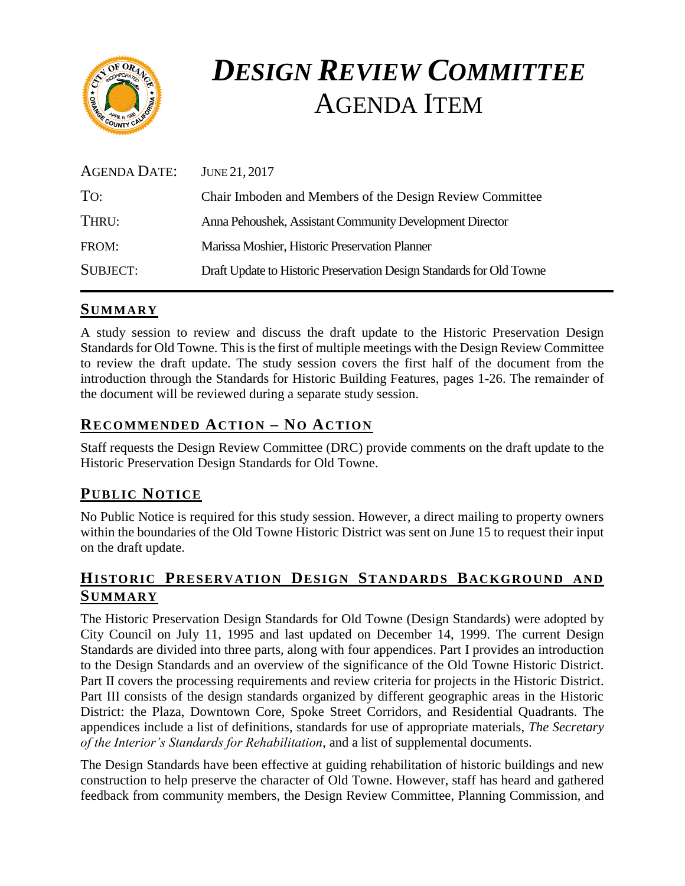# *DESIGN REVIEW COMMITTEE*
# AGENDA ITEM

| | |
|---|---|
| AGENDA DATE: | JUNE 21, 2017 |
| TO: | Chair Imboden and Members of the Design Review Committee |
| THRU: | Anna Pehoushek, Assistant Community Development Director |
| FROM: | Marissa Moshier, Historic Preservation Planner |
| SUBJECT: | Draft Update to Historic Preservation Design Standards for Old Towne |

## SUMMARY

A study session to review and discuss the draft update to the Historic Preservation Design Standards for Old Towne. This is the first of multiple meetings with the Design Review Committee to review the draft update. The study session covers the first half of the document from the introduction through the Standards for Historic Building Features, pages 1-26. The remainder of the document will be reviewed during a separate study session.

## RECOMMENDED ACTION – NO ACTION

Staff requests the Design Review Committee (DRC) provide comments on the draft update to the Historic Preservation Design Standards for Old Towne.

## PUBLIC NOTICE

No Public Notice is required for this study session. However, a direct mailing to property owners within the boundaries of the Old Towne Historic District was sent on June 15 to request their input on the draft update.

## HISTORIC PRESERVATION DESIGN STANDARDS BACKGROUND AND SUMMARY

The Historic Preservation Design Standards for Old Towne (Design Standards) were adopted by City Council on July 11, 1995 and last updated on December 14, 1999. The current Design Standards are divided into three parts, along with four appendices. Part I provides an introduction to the Design Standards and an overview of the significance of the Old Towne Historic District. Part II covers the processing requirements and review criteria for projects in the Historic District. Part III consists of the design standards organized by different geographic areas in the Historic District: the Plaza, Downtown Core, Spoke Street Corridors, and Residential Quadrants. The appendices include a list of definitions, standards for use of appropriate materials, *The Secretary of the Interior's Standards for Rehabilitation*, and a list of supplemental documents.

The Design Standards have been effective at guiding rehabilitation of historic buildings and new construction to help preserve the character of Old Towne. However, staff has heard and gathered feedback from community members, the Design Review Committee, Planning Commission, and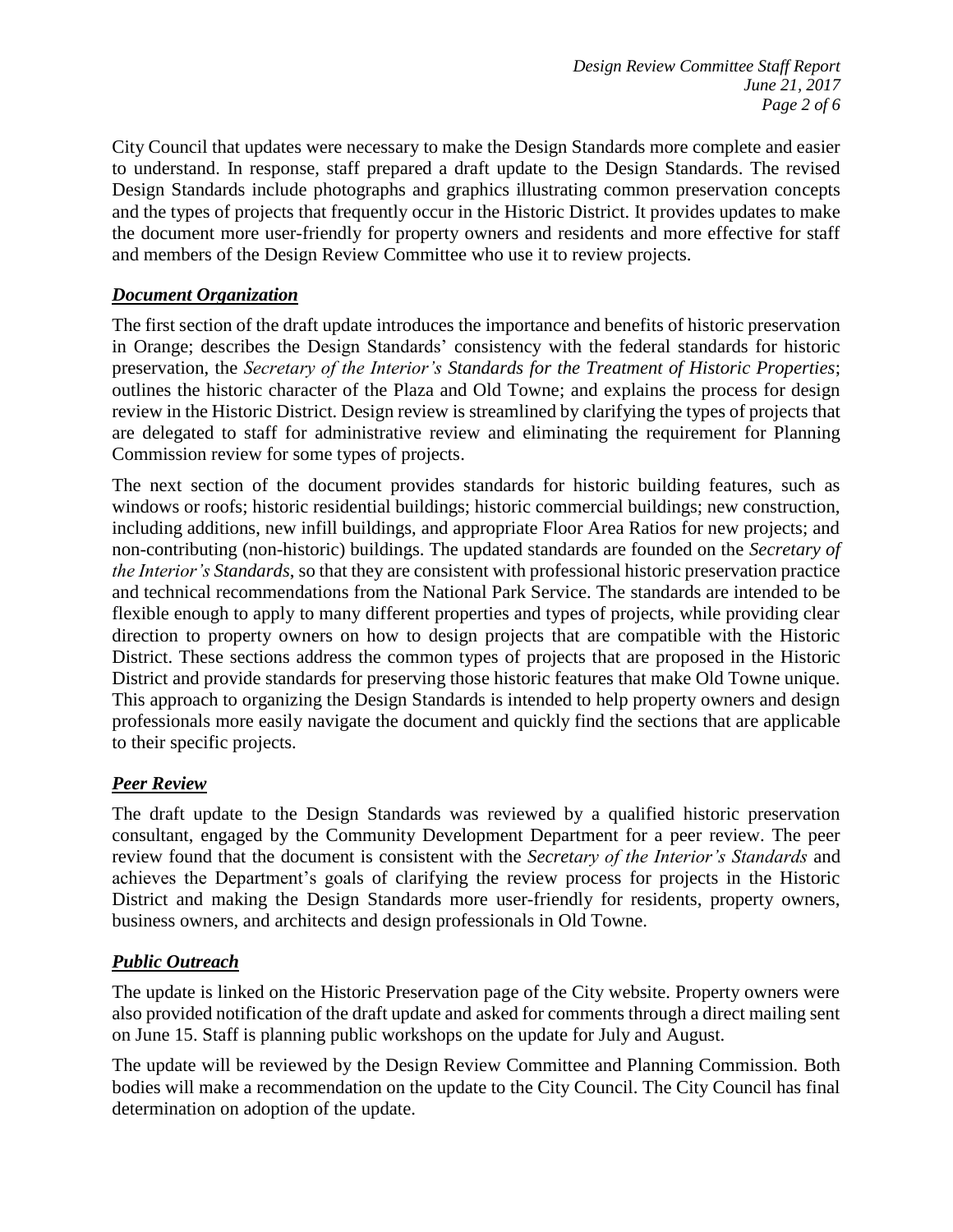City Council that updates were necessary to make the Design Standards more complete and easier to understand. In response, staff prepared a draft update to the Design Standards. The revised Design Standards include photographs and graphics illustrating common preservation concepts and the types of projects that frequently occur in the Historic District. It provides updates to make the document more user-friendly for property owners and residents and more effective for staff and members of the Design Review Committee who use it to review projects.

***Document Organization***

The first section of the draft update introduces the importance and benefits of historic preservation in Orange; describes the Design Standards' consistency with the federal standards for historic preservation, the *Secretary of the Interior's Standards for the Treatment of Historic Properties*; outlines the historic character of the Plaza and Old Towne; and explains the process for design review in the Historic District. Design review is streamlined by clarifying the types of projects that are delegated to staff for administrative review and eliminating the requirement for Planning Commission review for some types of projects.

The next section of the document provides standards for historic building features, such as windows or roofs; historic residential buildings; historic commercial buildings; new construction, including additions, new infill buildings, and appropriate Floor Area Ratios for new projects; and non-contributing (non-historic) buildings. The updated standards are founded on the *Secretary of the Interior's Standards*, so that they are consistent with professional historic preservation practice and technical recommendations from the National Park Service. The standards are intended to be flexible enough to apply to many different properties and types of projects, while providing clear direction to property owners on how to design projects that are compatible with the Historic District. These sections address the common types of projects that are proposed in the Historic District and provide standards for preserving those historic features that make Old Towne unique. This approach to organizing the Design Standards is intended to help property owners and design professionals more easily navigate the document and quickly find the sections that are applicable to their specific projects.

***Peer Review***

The draft update to the Design Standards was reviewed by a qualified historic preservation consultant, engaged by the Community Development Department for a peer review. The peer review found that the document is consistent with the *Secretary of the Interior's Standards* and achieves the Department's goals of clarifying the review process for projects in the Historic District and making the Design Standards more user-friendly for residents, property owners, business owners, and architects and design professionals in Old Towne.

***Public Outreach***

The update is linked on the Historic Preservation page of the City website. Property owners were also provided notification of the draft update and asked for comments through a direct mailing sent on June 15. Staff is planning public workshops on the update for July and August.

The update will be reviewed by the Design Review Committee and Planning Commission. Both bodies will make a recommendation on the update to the City Council. The City Council has final determination on adoption of the update.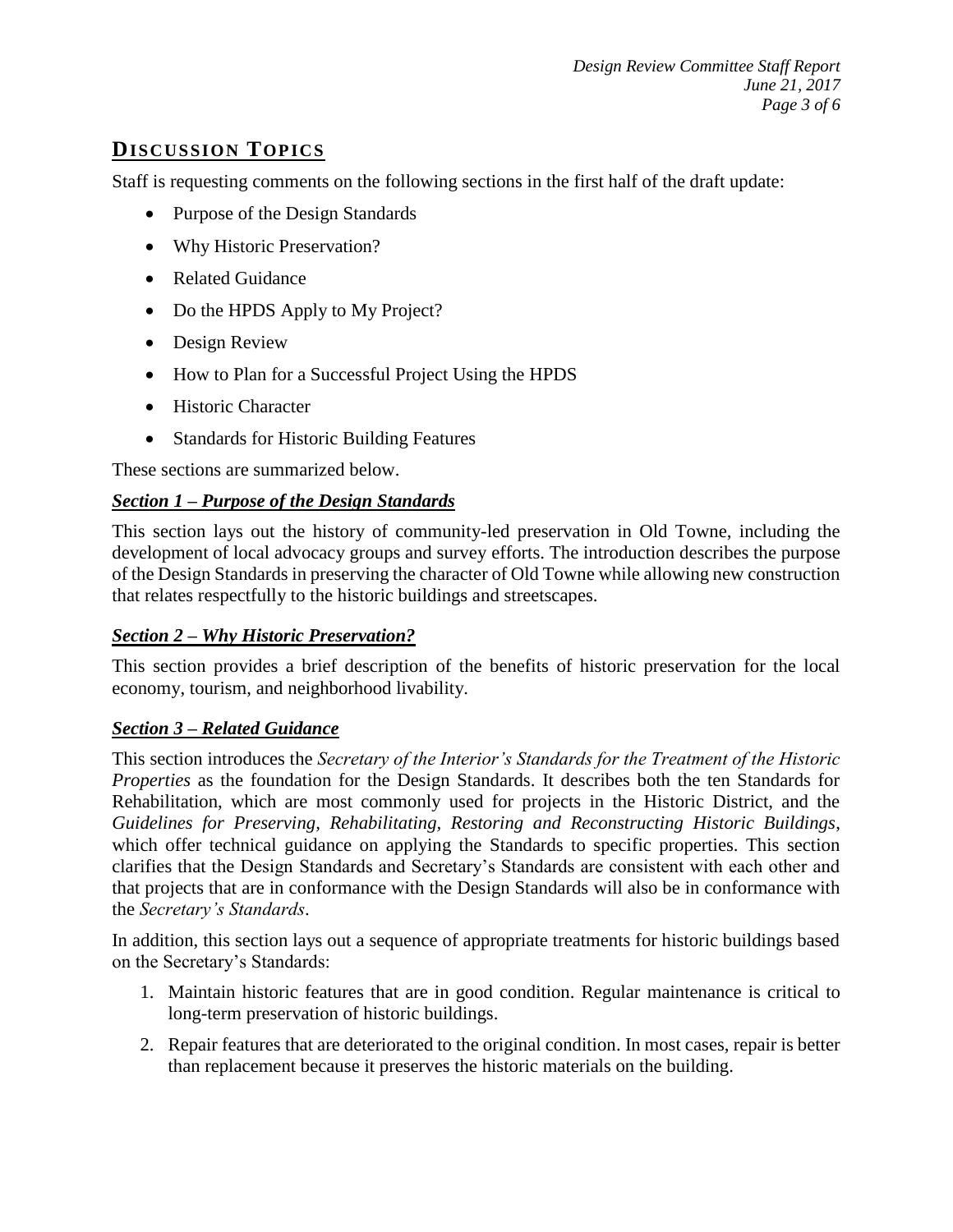## DISCUSSION TOPICS

Staff is requesting comments on the following sections in the first half of the draft update:

- Purpose of the Design Standards
- Why Historic Preservation?
- Related Guidance
- Do the HPDS Apply to My Project?
- Design Review
- How to Plan for a Successful Project Using the HPDS
- Historic Character
- Standards for Historic Building Features

These sections are summarized below.

### *Section 1 – Purpose of the Design Standards*

This section lays out the history of community-led preservation in Old Towne, including the development of local advocacy groups and survey efforts. The introduction describes the purpose of the Design Standards in preserving the character of Old Towne while allowing new construction that relates respectfully to the historic buildings and streetscapes.

### *Section 2 – Why Historic Preservation?*

This section provides a brief description of the benefits of historic preservation for the local economy, tourism, and neighborhood livability.

### *Section 3 – Related Guidance*

This section introduces the *Secretary of the Interior's Standards for the Treatment of the Historic Properties* as the foundation for the Design Standards. It describes both the ten Standards for Rehabilitation, which are most commonly used for projects in the Historic District, and the *Guidelines for Preserving, Rehabilitating, Restoring and Reconstructing Historic Buildings*, which offer technical guidance on applying the Standards to specific properties. This section clarifies that the Design Standards and Secretary's Standards are consistent with each other and that projects that are in conformance with the Design Standards will also be in conformance with the *Secretary's Standards*.

In addition, this section lays out a sequence of appropriate treatments for historic buildings based on the Secretary's Standards:

1. Maintain historic features that are in good condition. Regular maintenance is critical to long-term preservation of historic buildings.
2. Repair features that are deteriorated to the original condition. In most cases, repair is better than replacement because it preserves the historic materials on the building.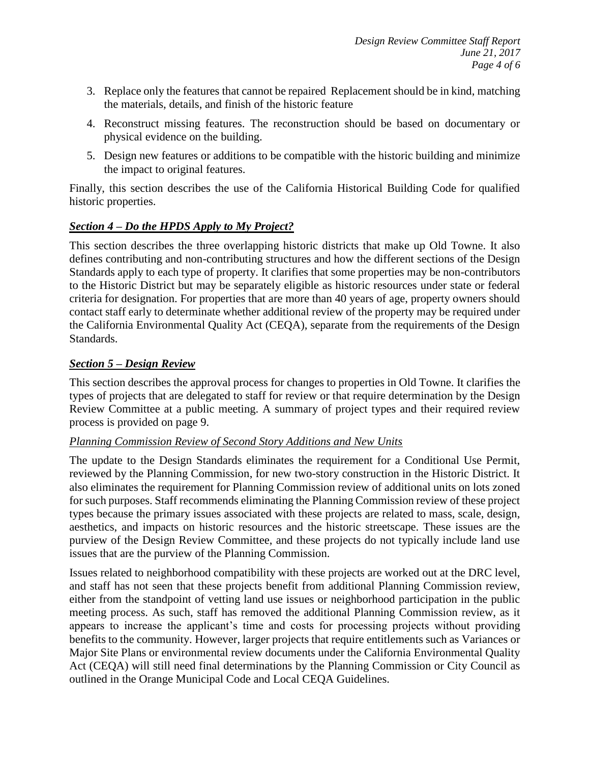3. Replace only the features that cannot be repaired Replacement should be in kind, matching the materials, details, and finish of the historic feature
4. Reconstruct missing features. The reconstruction should be based on documentary or physical evidence on the building.
5. Design new features or additions to be compatible with the historic building and minimize the impact to original features.

Finally, this section describes the use of the California Historical Building Code for qualified historic properties.

### ***Section 4 – Do the HPDS Apply to My Project?***

This section describes the three overlapping historic districts that make up Old Towne. It also defines contributing and non-contributing structures and how the different sections of the Design Standards apply to each type of property. It clarifies that some properties may be non-contributors to the Historic District but may be separately eligible as historic resources under state or federal criteria for designation. For properties that are more than 40 years of age, property owners should contact staff early to determine whether additional review of the property may be required under the California Environmental Quality Act (CEQA), separate from the requirements of the Design Standards.

### ***Section 5 – Design Review***

This section describes the approval process for changes to properties in Old Towne. It clarifies the types of projects that are delegated to staff for review or that require determination by the Design Review Committee at a public meeting. A summary of project types and their required review process is provided on page 9.

#### *Planning Commission Review of Second Story Additions and New Units*

The update to the Design Standards eliminates the requirement for a Conditional Use Permit, reviewed by the Planning Commission, for new two-story construction in the Historic District. It also eliminates the requirement for Planning Commission review of additional units on lots zoned for such purposes. Staff recommends eliminating the Planning Commission review of these project types because the primary issues associated with these projects are related to mass, scale, design, aesthetics, and impacts on historic resources and the historic streetscape. These issues are the purview of the Design Review Committee, and these projects do not typically include land use issues that are the purview of the Planning Commission.

Issues related to neighborhood compatibility with these projects are worked out at the DRC level, and staff has not seen that these projects benefit from additional Planning Commission review, either from the standpoint of vetting land use issues or neighborhood participation in the public meeting process. As such, staff has removed the additional Planning Commission review, as it appears to increase the applicant's time and costs for processing projects without providing benefits to the community. However, larger projects that require entitlements such as Variances or Major Site Plans or environmental review documents under the California Environmental Quality Act (CEQA) will still need final determinations by the Planning Commission or City Council as outlined in the Orange Municipal Code and Local CEQA Guidelines.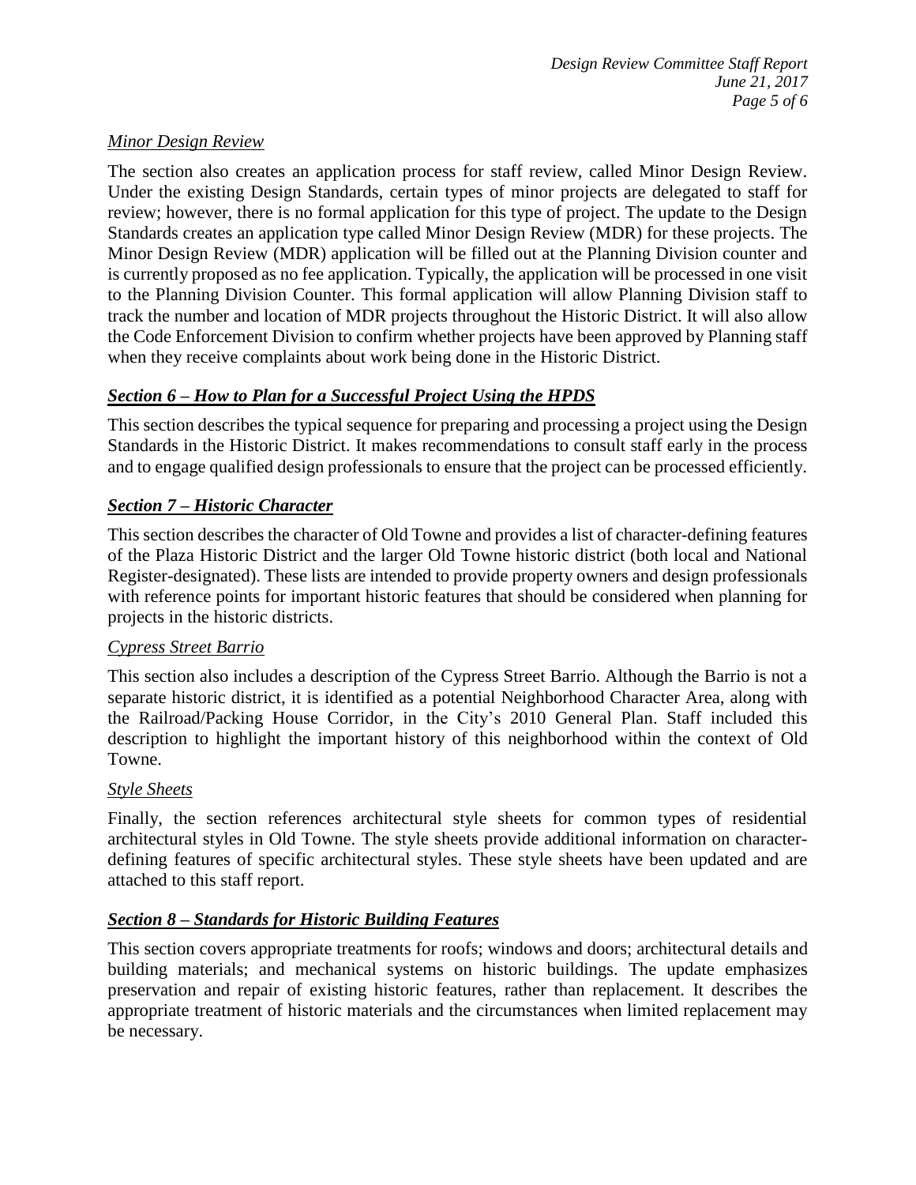*Minor Design Review*

The section also creates an application process for staff review, called Minor Design Review. Under the existing Design Standards, certain types of minor projects are delegated to staff for review; however, there is no formal application for this type of project. The update to the Design Standards creates an application type called Minor Design Review (MDR) for these projects. The Minor Design Review (MDR) application will be filled out at the Planning Division counter and is currently proposed as no fee application. Typically, the application will be processed in one visit to the Planning Division Counter. This formal application will allow Planning Division staff to track the number and location of MDR projects throughout the Historic District. It will also allow the Code Enforcement Division to confirm whether projects have been approved by Planning staff when they receive complaints about work being done in the Historic District.

## *Section 6 – How to Plan for a Successful Project Using the HPDS*

This section describes the typical sequence for preparing and processing a project using the Design Standards in the Historic District. It makes recommendations to consult staff early in the process and to engage qualified design professionals to ensure that the project can be processed efficiently.

## *Section 7 – Historic Character*

This section describes the character of Old Towne and provides a list of character-defining features of the Plaza Historic District and the larger Old Towne historic district (both local and National Register-designated). These lists are intended to provide property owners and design professionals with reference points for important historic features that should be considered when planning for projects in the historic districts.

*Cypress Street Barrio*

This section also includes a description of the Cypress Street Barrio. Although the Barrio is not a separate historic district, it is identified as a potential Neighborhood Character Area, along with the Railroad/Packing House Corridor, in the City's 2010 General Plan. Staff included this description to highlight the important history of this neighborhood within the context of Old Towne.

*Style Sheets*

Finally, the section references architectural style sheets for common types of residential architectural styles in Old Towne. The style sheets provide additional information on character-defining features of specific architectural styles. These style sheets have been updated and are attached to this staff report.

## *Section 8 – Standards for Historic Building Features*

This section covers appropriate treatments for roofs; windows and doors; architectural details and building materials; and mechanical systems on historic buildings. The update emphasizes preservation and repair of existing historic features, rather than replacement. It describes the appropriate treatment of historic materials and the circumstances when limited replacement may be necessary.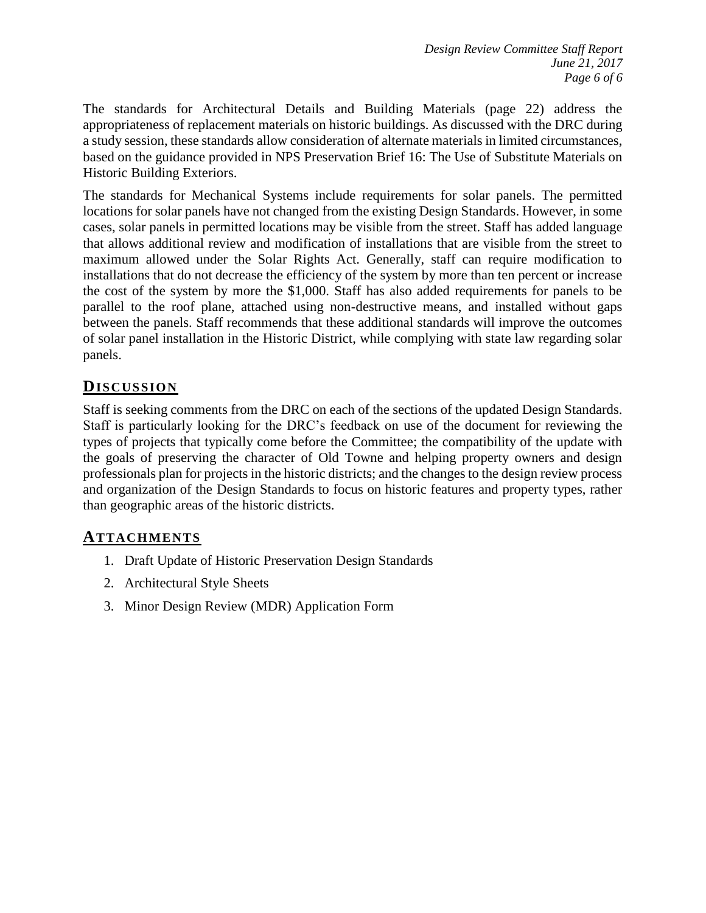The standards for Architectural Details and Building Materials (page 22) address the appropriateness of replacement materials on historic buildings. As discussed with the DRC during a study session, these standards allow consideration of alternate materials in limited circumstances, based on the guidance provided in NPS Preservation Brief 16: The Use of Substitute Materials on Historic Building Exteriors.

The standards for Mechanical Systems include requirements for solar panels. The permitted locations for solar panels have not changed from the existing Design Standards. However, in some cases, solar panels in permitted locations may be visible from the street. Staff has added language that allows additional review and modification of installations that are visible from the street to maximum allowed under the Solar Rights Act. Generally, staff can require modification to installations that do not decrease the efficiency of the system by more than ten percent or increase the cost of the system by more the $1,000. Staff has also added requirements for panels to be parallel to the roof plane, attached using non-destructive means, and installed without gaps between the panels. Staff recommends that these additional standards will improve the outcomes of solar panel installation in the Historic District, while complying with state law regarding solar panels.

## DISCUSSION

Staff is seeking comments from the DRC on each of the sections of the updated Design Standards. Staff is particularly looking for the DRC's feedback on use of the document for reviewing the types of projects that typically come before the Committee; the compatibility of the update with the goals of preserving the character of Old Towne and helping property owners and design professionals plan for projects in the historic districts; and the changes to the design review process and organization of the Design Standards to focus on historic features and property types, rather than geographic areas of the historic districts.

## ATTACHMENTS

1. Draft Update of Historic Preservation Design Standards
2. Architectural Style Sheets
3. Minor Design Review (MDR) Application Form